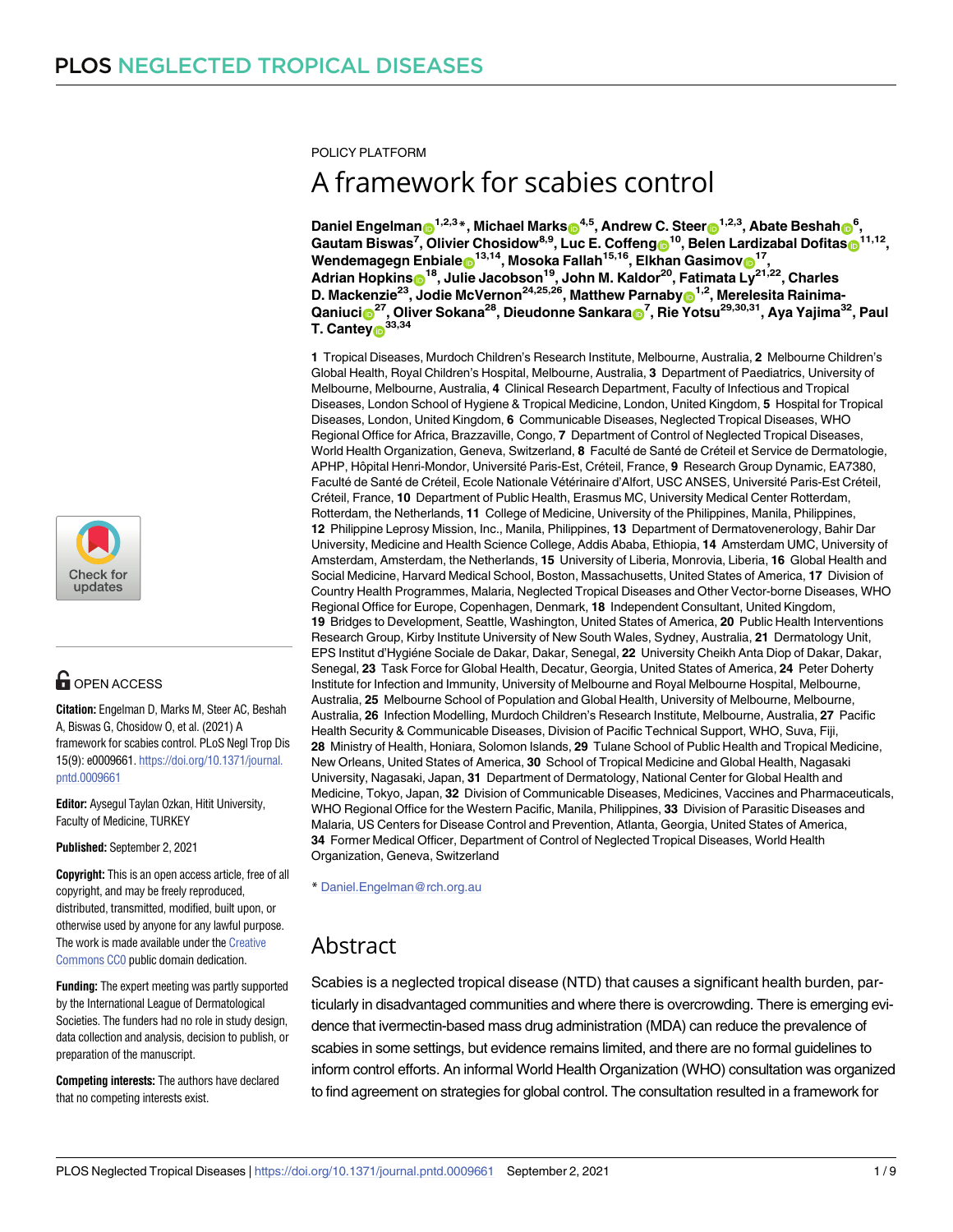POLICY PLATFORM

# A framework for scabies control

**Daniel Engelman[1,2,3]*, Michael Marks[4,5], Andrew C. Steer[1,2,3], Abate Beshah[6], Gautam Biswas[7], Olivier Chosidow[8,9], Luc E. Coffeng[10], Belen Lardizabal Dofitas[11,12], Wendemagegn Enbiale[13,14], Mosoka Fallah[15,16], Elkhan Gasimov[17], Adrian Hopkins[18], Julie Jacobson[19], John M. Kaldor[20], Fatimata Ly[21,22], Charles D. Mackenzie[23], Jodie McVernon[24,25,26], Matthew Parnaby[1,2], Merelesita Rainima-Qaniuci[27], Oliver Sokana[28], Dieudonne Sankara[7], Rie Yotsu[29,30,31], Aya Yajima[32], Paul T. Cantey[33,34]**

**1** Tropical Diseases, Murdoch Children's Research Institute, Melbourne, Australia, **2** Melbourne Children's Global Health, Royal Children's Hospital, Melbourne, Australia, **3** Department of Paediatrics, University of Melbourne, Melbourne, Australia, **4** Clinical Research Department, Faculty of Infectious and Tropical Diseases, London School of Hygiene & Tropical Medicine, London, United Kingdom, **5** Hospital for Tropical Diseases, London, United Kingdom, **6** Communicable Diseases, Neglected Tropical Diseases, WHO Regional Office for Africa, Brazzaville, Congo, **7** Department of Control of Neglected Tropical Diseases, World Health Organization, Geneva, Switzerland, **8** Faculté de Santé de Créteil et Service de Dermatologie, APHP, Hôpital Henri-Mondor, Université Paris-Est, Créteil, France, **9** Research Group Dynamic, EA7380, Faculté de Santé de Créteil, Ecole Nationale Vétérinaire d'Alfort, USC ANSES, Université Paris-Est Créteil, Créteil, France, **10** Department of Public Health, Erasmus MC, University Medical Center Rotterdam, Rotterdam, the Netherlands, **11** College of Medicine, University of the Philippines, Manila, Philippines, **12** Philippine Leprosy Mission, Inc., Manila, Philippines, **13** Department of Dermatovenerology, Bahir Dar University, Medicine and Health Science College, Addis Ababa, Ethiopia, **14** Amsterdam UMC, University of Amsterdam, Amsterdam, the Netherlands, **15** University of Liberia, Monrovia, Liberia, **16** Global Health and Social Medicine, Harvard Medical School, Boston, Massachusetts, United States of America, **17** Division of Country Health Programmes, Malaria, Neglected Tropical Diseases and Other Vector-borne Diseases, WHO Regional Office for Europe, Copenhagen, Denmark, **18** Independent Consultant, United Kingdom, **19** Bridges to Development, Seattle, Washington, United States of America, **20** Public Health Interventions Research Group, Kirby Institute University of New South Wales, Sydney, Australia, **21** Dermatology Unit, EPS Institut d'Hygiéne Sociale de Dakar, Dakar, Senegal, **22** University Cheikh Anta Diop of Dakar, Dakar, Senegal, **23** Task Force for Global Health, Decatur, Georgia, United States of America, **24** Peter Doherty Institute for Infection and Immunity, University of Melbourne and Royal Melbourne Hospital, Melbourne, Australia, **25** Melbourne School of Population and Global Health, University of Melbourne, Melbourne, Australia, **26** Infection Modelling, Murdoch Children's Research Institute, Melbourne, Australia, **27** Pacific Health Security & Communicable Diseases, Division of Pacific Technical Support, WHO, Suva, Fiji, **28** Ministry of Health, Honiara, Solomon Islands, **29** Tulane School of Public Health and Tropical Medicine, New Orleans, United States of America, **30** School of Tropical Medicine and Global Health, Nagasaki University, Nagasaki, Japan, **31** Department of Dermatology, National Center for Global Health and Medicine, Tokyo, Japan, **32** Division of Communicable Diseases, Medicines, Vaccines and Pharmaceuticals, WHO Regional Office for the Western Pacific, Manila, Philippines, **33** Division of Parasitic Diseases and Malaria, US Centers for Disease Control and Prevention, Atlanta, Georgia, United States of America, **34** Former Medical Officer, Department of Control of Neglected Tropical Diseases, World Health Organization, Geneva, Switzerland

* Daniel.Engelman@rch.org.au

OPEN ACCESS

**Citation:** Engelman D, Marks M, Steer AC, Beshah A, Biswas G, Chosidow O, et al. (2021) A framework for scabies control. PLoS Negl Trop Dis 15(9): e0009661. https://doi.org/10.1371/journal.pntd.0009661

**Editor:** Aysegul Taylan Ozkan, Hitit University, Faculty of Medicine, TURKEY

**Published:** September 2, 2021

**Copyright:** This is an open access article, free of all copyright, and may be freely reproduced, distributed, transmitted, modified, built upon, or otherwise used by anyone for any lawful purpose. The work is made available under the Creative Commons CC0 public domain dedication.

**Funding:** The expert meeting was partly supported by the International League of Dermatological Societies. The funders had no role in study design, data collection and analysis, decision to publish, or preparation of the manuscript.

**Competing interests:** The authors have declared that no competing interests exist.

## Abstract

Scabies is a neglected tropical disease (NTD) that causes a significant health burden, particularly in disadvantaged communities and where there is overcrowding. There is emerging evidence that ivermectin-based mass drug administration (MDA) can reduce the prevalence of scabies in some settings, but evidence remains limited, and there are no formal guidelines to inform control efforts. An informal World Health Organization (WHO) consultation was organized to find agreement on strategies for global control. The consultation resulted in a framework for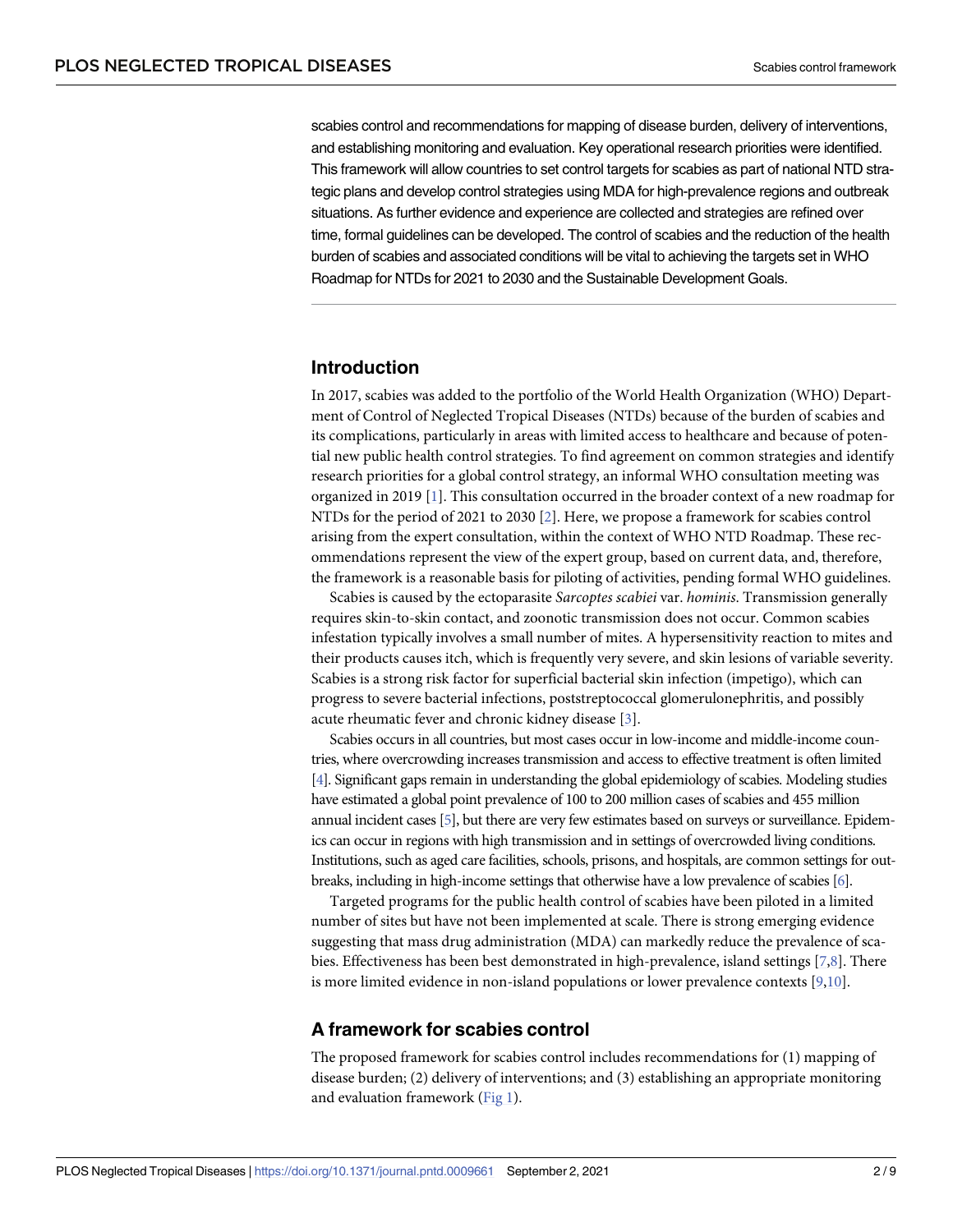scabies control and recommendations for mapping of disease burden, delivery of interventions, and establishing monitoring and evaluation. Key operational research priorities were identified. This framework will allow countries to set control targets for scabies as part of national NTD strategic plans and develop control strategies using MDA for high-prevalence regions and outbreak situations. As further evidence and experience are collected and strategies are refined over time, formal guidelines can be developed. The control of scabies and the reduction of the health burden of scabies and associated conditions will be vital to achieving the targets set in WHO Roadmap for NTDs for 2021 to 2030 and the Sustainable Development Goals.

## Introduction

In 2017, scabies was added to the portfolio of the World Health Organization (WHO) Department of Control of Neglected Tropical Diseases (NTDs) because of the burden of scabies and its complications, particularly in areas with limited access to healthcare and because of potential new public health control strategies. To find agreement on common strategies and identify research priorities for a global control strategy, an informal WHO consultation meeting was organized in 2019 [1]. This consultation occurred in the broader context of a new roadmap for NTDs for the period of 2021 to 2030 [2]. Here, we propose a framework for scabies control arising from the expert consultation, within the context of WHO NTD Roadmap. These recommendations represent the view of the expert group, based on current data, and, therefore, the framework is a reasonable basis for piloting of activities, pending formal WHO guidelines.

Scabies is caused by the ectoparasite *Sarcoptes scabiei* var. *hominis*. Transmission generally requires skin-to-skin contact, and zoonotic transmission does not occur. Common scabies infestation typically involves a small number of mites. A hypersensitivity reaction to mites and their products causes itch, which is frequently very severe, and skin lesions of variable severity. Scabies is a strong risk factor for superficial bacterial skin infection (impetigo), which can progress to severe bacterial infections, poststreptococcal glomerulonephritis, and possibly acute rheumatic fever and chronic kidney disease [3].

Scabies occurs in all countries, but most cases occur in low-income and middle-income countries, where overcrowding increases transmission and access to effective treatment is often limited [4]. Significant gaps remain in understanding the global epidemiology of scabies. Modeling studies have estimated a global point prevalence of 100 to 200 million cases of scabies and 455 million annual incident cases [5], but there are very few estimates based on surveys or surveillance. Epidemics can occur in regions with high transmission and in settings of overcrowded living conditions. Institutions, such as aged care facilities, schools, prisons, and hospitals, are common settings for outbreaks, including in high-income settings that otherwise have a low prevalence of scabies [6].

Targeted programs for the public health control of scabies have been piloted in a limited number of sites but have not been implemented at scale. There is strong emerging evidence suggesting that mass drug administration (MDA) can markedly reduce the prevalence of scabies. Effectiveness has been best demonstrated in high-prevalence, island settings [7,8]. There is more limited evidence in non-island populations or lower prevalence contexts [9,10].

## A framework for scabies control

The proposed framework for scabies control includes recommendations for (1) mapping of disease burden; (2) delivery of interventions; and (3) establishing an appropriate monitoring and evaluation framework (Fig 1).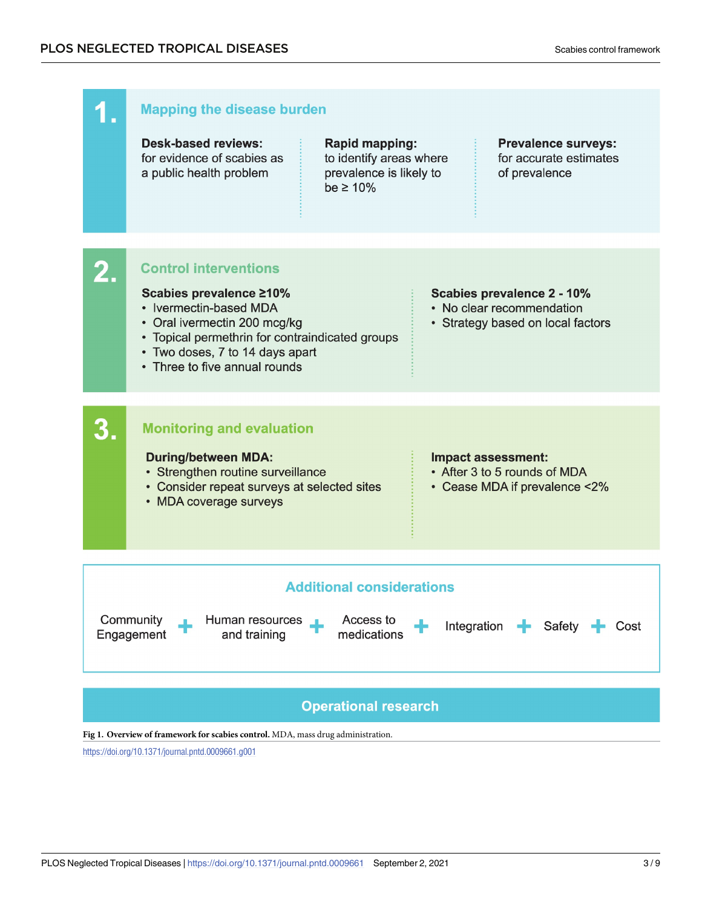## 1. Mapping the disease burden

**Desk-based reviews:** for evidence of scabies as a public health problem

**Rapid mapping:** to identify areas where prevalence is likely to be ≥ 10%

**Prevalence surveys:** for accurate estimates of prevalence

## 2. Control interventions

**Scabies prevalence ≥10%**

- Ivermectin-based MDA
- Oral ivermectin 200 mcg/kg
- Topical permethrin for contraindicated groups
- Two doses, 7 to 14 days apart
- Three to five annual rounds

**Scabies prevalence 2 - 10%**

- No clear recommendation
- Strategy based on local factors

## 3. Monitoring and evaluation

**During/between MDA:**

- Strengthen routine surveillance
- Consider repeat surveys at selected sites
- MDA coverage surveys

**Impact assessment:**

- After 3 to 5 rounds of MDA
- Cease MDA if prevalence <2%

### Additional considerations

Community Engagement + Human resources and training + Access to medications + Integration + Safety + Cost

### Operational research

**Fig 1. Overview of framework for scabies control.** MDA, mass drug administration.

https://doi.org/10.1371/journal.pntd.0009661.g001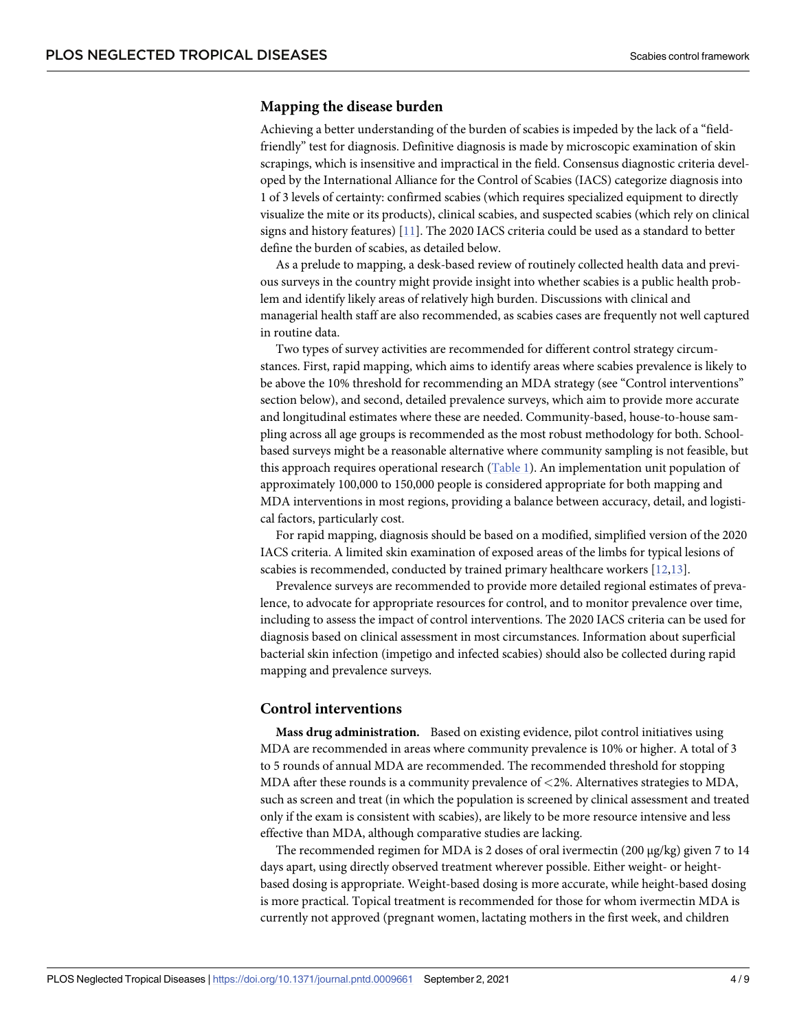## Mapping the disease burden

Achieving a better understanding of the burden of scabies is impeded by the lack of a "field-friendly" test for diagnosis. Definitive diagnosis is made by microscopic examination of skin scrapings, which is insensitive and impractical in the field. Consensus diagnostic criteria developed by the International Alliance for the Control of Scabies (IACS) categorize diagnosis into 1 of 3 levels of certainty: confirmed scabies (which requires specialized equipment to directly visualize the mite or its products), clinical scabies, and suspected scabies (which rely on clinical signs and history features) [11]. The 2020 IACS criteria could be used as a standard to better define the burden of scabies, as detailed below.

As a prelude to mapping, a desk-based review of routinely collected health data and previous surveys in the country might provide insight into whether scabies is a public health problem and identify likely areas of relatively high burden. Discussions with clinical and managerial health staff are also recommended, as scabies cases are frequently not well captured in routine data.

Two types of survey activities are recommended for different control strategy circumstances. First, rapid mapping, which aims to identify areas where scabies prevalence is likely to be above the 10% threshold for recommending an MDA strategy (see "Control interventions" section below), and second, detailed prevalence surveys, which aim to provide more accurate and longitudinal estimates where these are needed. Community-based, house-to-house sampling across all age groups is recommended as the most robust methodology for both. School-based surveys might be a reasonable alternative where community sampling is not feasible, but this approach requires operational research (Table 1). An implementation unit population of approximately 100,000 to 150,000 people is considered appropriate for both mapping and MDA interventions in most regions, providing a balance between accuracy, detail, and logistical factors, particularly cost.

For rapid mapping, diagnosis should be based on a modified, simplified version of the 2020 IACS criteria. A limited skin examination of exposed areas of the limbs for typical lesions of scabies is recommended, conducted by trained primary healthcare workers [12,13].

Prevalence surveys are recommended to provide more detailed regional estimates of prevalence, to advocate for appropriate resources for control, and to monitor prevalence over time, including to assess the impact of control interventions. The 2020 IACS criteria can be used for diagnosis based on clinical assessment in most circumstances. Information about superficial bacterial skin infection (impetigo and infected scabies) should also be collected during rapid mapping and prevalence surveys.

## Control interventions

**Mass drug administration.** Based on existing evidence, pilot control initiatives using MDA are recommended in areas where community prevalence is 10% or higher. A total of 3 to 5 rounds of annual MDA are recommended. The recommended threshold for stopping MDA after these rounds is a community prevalence of <2%. Alternatives strategies to MDA, such as screen and treat (in which the population is screened by clinical assessment and treated only if the exam is consistent with scabies), are likely to be more resource intensive and less effective than MDA, although comparative studies are lacking.

The recommended regimen for MDA is 2 doses of oral ivermectin (200 μg/kg) given 7 to 14 days apart, using directly observed treatment wherever possible. Either weight- or height-based dosing is appropriate. Weight-based dosing is more accurate, while height-based dosing is more practical. Topical treatment is recommended for those for whom ivermectin MDA is currently not approved (pregnant women, lactating mothers in the first week, and children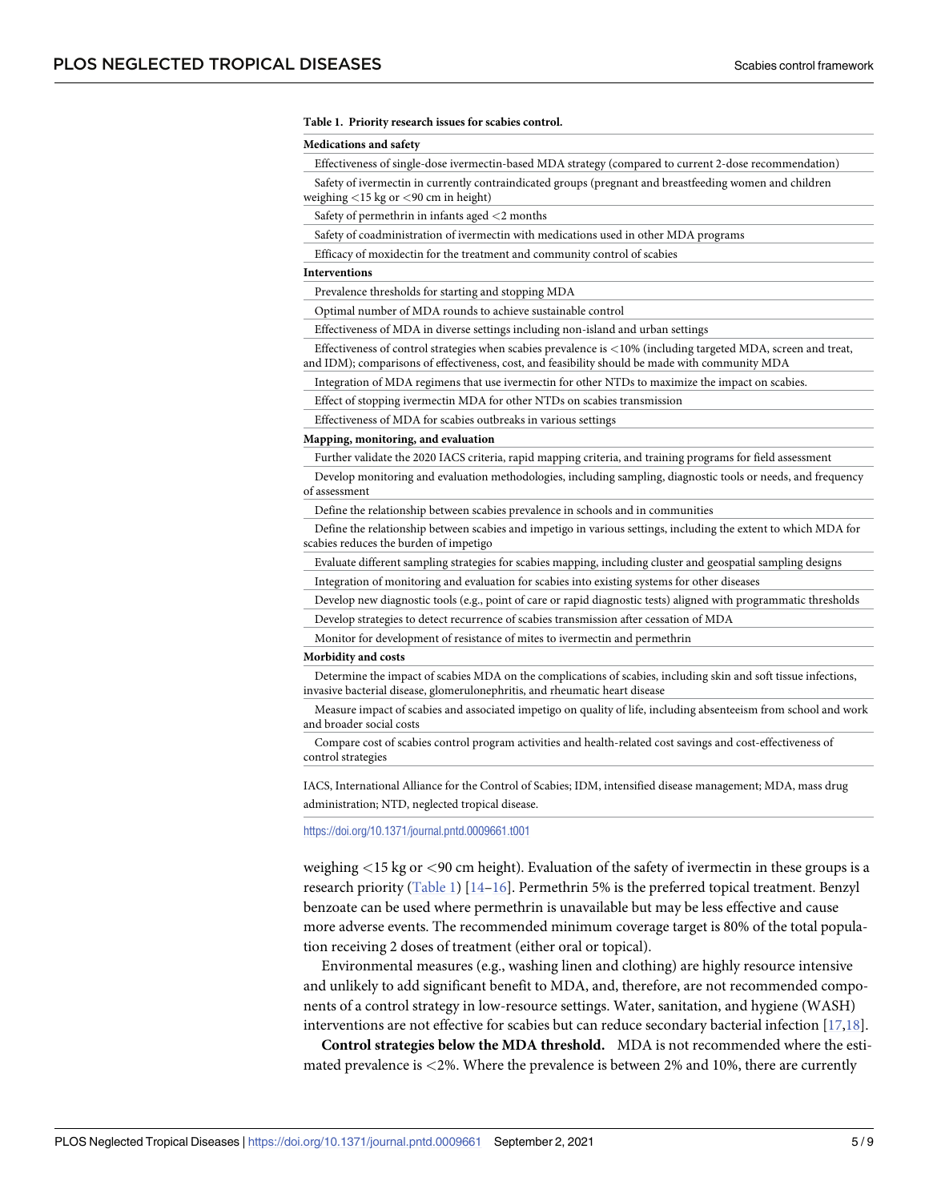**Table 1. Priority research issues for scabies control.**

| |
|---|
| **Medications and safety** |
| Effectiveness of single-dose ivermectin-based MDA strategy (compared to current 2-dose recommendation) |
| Safety of ivermectin in currently contraindicated groups (pregnant and breastfeeding women and children weighing <15 kg or <90 cm in height) |
| Safety of permethrin in infants aged <2 months |
| Safety of coadministration of ivermectin with medications used in other MDA programs |
| Efficacy of moxidectin for the treatment and community control of scabies |
| **Interventions** |
| Prevalence thresholds for starting and stopping MDA |
| Optimal number of MDA rounds to achieve sustainable control |
| Effectiveness of MDA in diverse settings including non-island and urban settings |
| Effectiveness of control strategies when scabies prevalence is <10% (including targeted MDA, screen and treat, and IDM); comparisons of effectiveness, cost, and feasibility should be made with community MDA |
| Integration of MDA regimens that use ivermectin for other NTDs to maximize the impact on scabies. |
| Effect of stopping ivermectin MDA for other NTDs on scabies transmission |
| Effectiveness of MDA for scabies outbreaks in various settings |
| **Mapping, monitoring, and evaluation** |
| Further validate the 2020 IACS criteria, rapid mapping criteria, and training programs for field assessment |
| Develop monitoring and evaluation methodologies, including sampling, diagnostic tools or needs, and frequency of assessment |
| Define the relationship between scabies prevalence in schools and in communities |
| Define the relationship between scabies and impetigo in various settings, including the extent to which MDA for scabies reduces the burden of impetigo |
| Evaluate different sampling strategies for scabies mapping, including cluster and geospatial sampling designs |
| Integration of monitoring and evaluation for scabies into existing systems for other diseases |
| Develop new diagnostic tools (e.g., point of care or rapid diagnostic tests) aligned with programmatic thresholds |
| Develop strategies to detect recurrence of scabies transmission after cessation of MDA |
| Monitor for development of resistance of mites to ivermectin and permethrin |
| **Morbidity and costs** |
| Determine the impact of scabies MDA on the complications of scabies, including skin and soft tissue infections, invasive bacterial disease, glomerulonephritis, and rheumatic heart disease |
| Measure impact of scabies and associated impetigo on quality of life, including absenteeism from school and work and broader social costs |
| Compare cost of scabies control program activities and health-related cost savings and cost-effectiveness of control strategies |

IACS, International Alliance for the Control of Scabies; IDM, intensified disease management; MDA, mass drug administration; NTD, neglected tropical disease.

https://doi.org/10.1371/journal.pntd.0009661.t001

weighing <15 kg or <90 cm height). Evaluation of the safety of ivermectin in these groups is a research priority (Table 1) [14–16]. Permethrin 5% is the preferred topical treatment. Benzyl benzoate can be used where permethrin is unavailable but may be less effective and cause more adverse events. The recommended minimum coverage target is 80% of the total population receiving 2 doses of treatment (either oral or topical).

Environmental measures (e.g., washing linen and clothing) are highly resource intensive and unlikely to add significant benefit to MDA, and, therefore, are not recommended components of a control strategy in low-resource settings. Water, sanitation, and hygiene (WASH) interventions are not effective for scabies but can reduce secondary bacterial infection [17,18].

**Control strategies below the MDA threshold.** MDA is not recommended where the estimated prevalence is <2%. Where the prevalence is between 2% and 10%, there are currently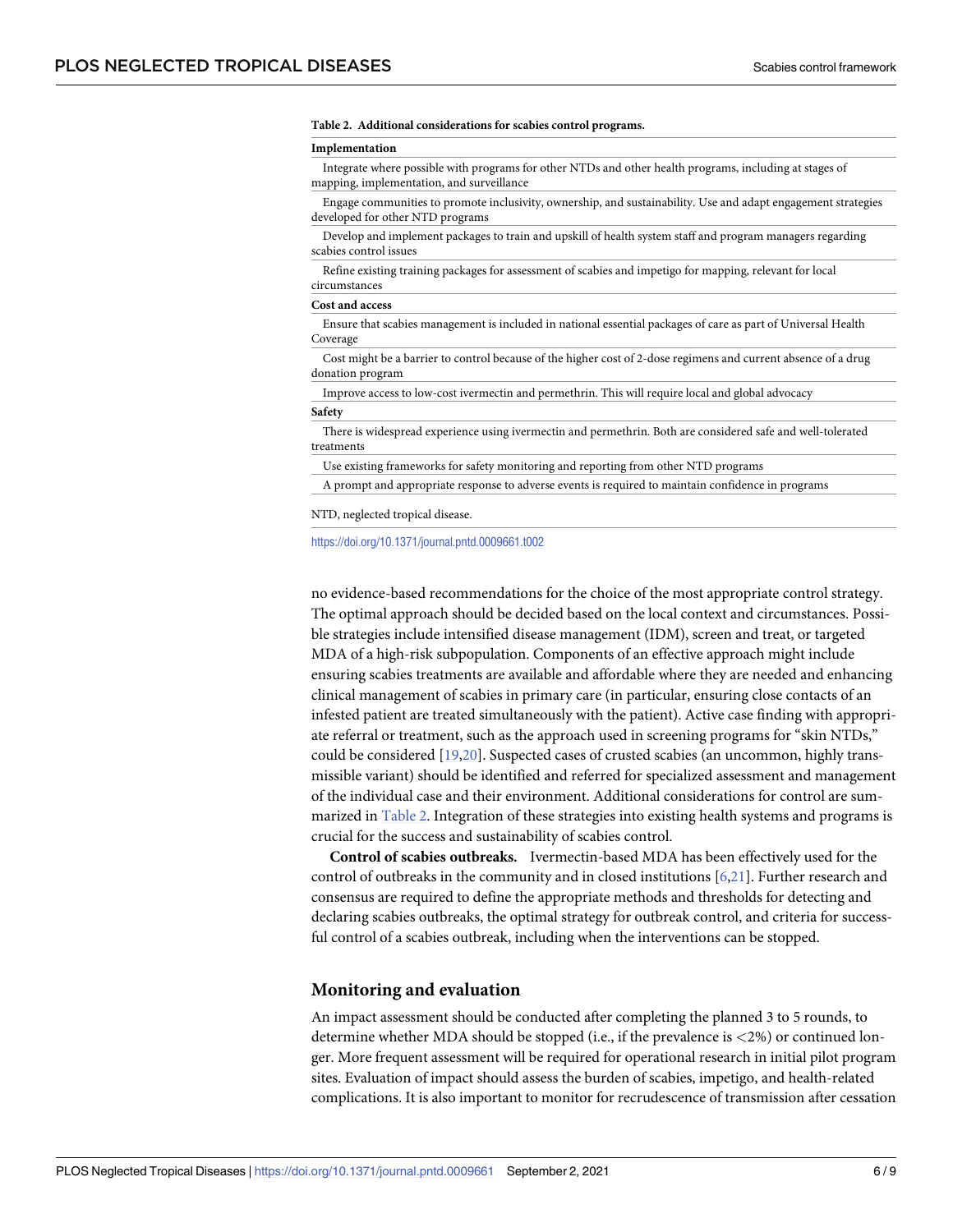**Table 2. Additional considerations for scables control programs.**

| Implementation |
|---|
| Integrate where possible with programs for other NTDs and other health programs, including at stages of mapping, implementation, and surveillance |
| Engage communities to promote inclusivity, ownership, and sustainability. Use and adapt engagement strategies developed for other NTD programs |
| Develop and implement packages to train and upskill of health system staff and program managers regarding scabies control issues |
| Refine existing training packages for assessment of scabies and impetigo for mapping, relevant for local circumstances |
| **Cost and access** |
| Ensure that scabies management is included in national essential packages of care as part of Universal Health Coverage |
| Cost might be a barrier to control because of the higher cost of 2-dose regimens and current absence of a drug donation program |
| Improve access to low-cost ivermectin and permethrin. This will require local and global advocacy |
| **Safety** |
| There is widespread experience using ivermectin and permethrin. Both are considered safe and well-tolerated treatments |
| Use existing frameworks for safety monitoring and reporting from other NTD programs |
| A prompt and appropriate response to adverse events is required to maintain confidence in programs |

NTD, neglected tropical disease.

https://doi.org/10.1371/journal.pntd.0009661.t002

no evidence-based recommendations for the choice of the most appropriate control strategy. The optimal approach should be decided based on the local context and circumstances. Possible strategies include intensified disease management (IDM), screen and treat, or targeted MDA of a high-risk subpopulation. Components of an effective approach might include ensuring scabies treatments are available and affordable where they are needed and enhancing clinical management of scabies in primary care (in particular, ensuring close contacts of an infested patient are treated simultaneously with the patient). Active case finding with appropriate referral or treatment, such as the approach used in screening programs for "skin NTDs," could be considered [19,20]. Suspected cases of crusted scabies (an uncommon, highly transmissible variant) should be identified and referred for specialized assessment and management of the individual case and their environment. Additional considerations for control are summarized in Table 2. Integration of these strategies into existing health systems and programs is crucial for the success and sustainability of scabies control.

**Control of scabies outbreaks.** Ivermectin-based MDA has been effectively used for the control of outbreaks in the community and in closed institutions [6,21]. Further research and consensus are required to define the appropriate methods and thresholds for detecting and declaring scabies outbreaks, the optimal strategy for outbreak control, and criteria for successful control of a scabies outbreak, including when the interventions can be stopped.

## Monitoring and evaluation

An impact assessment should be conducted after completing the planned 3 to 5 rounds, to determine whether MDA should be stopped (i.e., if the prevalence is <2%) or continued longer. More frequent assessment will be required for operational research in initial pilot program sites. Evaluation of impact should assess the burden of scabies, impetigo, and health-related complications. It is also important to monitor for recrudescence of transmission after cessation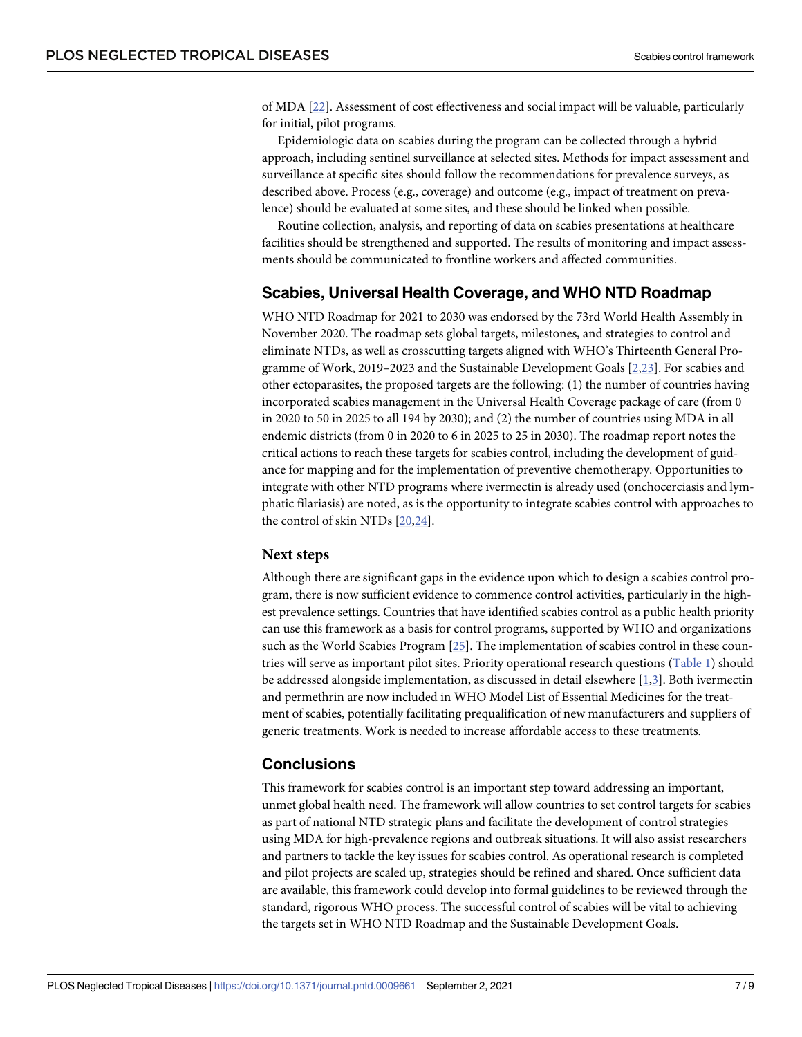of MDA [22]. Assessment of cost effectiveness and social impact will be valuable, particularly for initial, pilot programs.

Epidemiologic data on scabies during the program can be collected through a hybrid approach, including sentinel surveillance at selected sites. Methods for impact assessment and surveillance at specific sites should follow the recommendations for prevalence surveys, as described above. Process (e.g., coverage) and outcome (e.g., impact of treatment on prevalence) should be evaluated at some sites, and these should be linked when possible.

Routine collection, analysis, and reporting of data on scabies presentations at healthcare facilities should be strengthened and supported. The results of monitoring and impact assessments should be communicated to frontline workers and affected communities.

## Scabies, Universal Health Coverage, and WHO NTD Roadmap

WHO NTD Roadmap for 2021 to 2030 was endorsed by the 73rd World Health Assembly in November 2020. The roadmap sets global targets, milestones, and strategies to control and eliminate NTDs, as well as crosscutting targets aligned with WHO's Thirteenth General Programme of Work, 2019–2023 and the Sustainable Development Goals [2,23]. For scabies and other ectoparasites, the proposed targets are the following: (1) the number of countries having incorporated scabies management in the Universal Health Coverage package of care (from 0 in 2020 to 50 in 2025 to all 194 by 2030); and (2) the number of countries using MDA in all endemic districts (from 0 in 2020 to 6 in 2025 to 25 in 2030). The roadmap report notes the critical actions to reach these targets for scabies control, including the development of guidance for mapping and for the implementation of preventive chemotherapy. Opportunities to integrate with other NTD programs where ivermectin is already used (onchocerciasis and lymphatic filariasis) are noted, as is the opportunity to integrate scabies control with approaches to the control of skin NTDs [20,24].

### Next steps

Although there are significant gaps in the evidence upon which to design a scabies control program, there is now sufficient evidence to commence control activities, particularly in the highest prevalence settings. Countries that have identified scabies control as a public health priority can use this framework as a basis for control programs, supported by WHO and organizations such as the World Scabies Program [25]. The implementation of scabies control in these countries will serve as important pilot sites. Priority operational research questions (Table 1) should be addressed alongside implementation, as discussed in detail elsewhere [1,3]. Both ivermectin and permethrin are now included in WHO Model List of Essential Medicines for the treatment of scabies, potentially facilitating prequalification of new manufacturers and suppliers of generic treatments. Work is needed to increase affordable access to these treatments.

## Conclusions

This framework for scabies control is an important step toward addressing an important, unmet global health need. The framework will allow countries to set control targets for scabies as part of national NTD strategic plans and facilitate the development of control strategies using MDA for high-prevalence regions and outbreak situations. It will also assist researchers and partners to tackle the key issues for scabies control. As operational research is completed and pilot projects are scaled up, strategies should be refined and shared. Once sufficient data are available, this framework could develop into formal guidelines to be reviewed through the standard, rigorous WHO process. The successful control of scabies will be vital to achieving the targets set in WHO NTD Roadmap and the Sustainable Development Goals.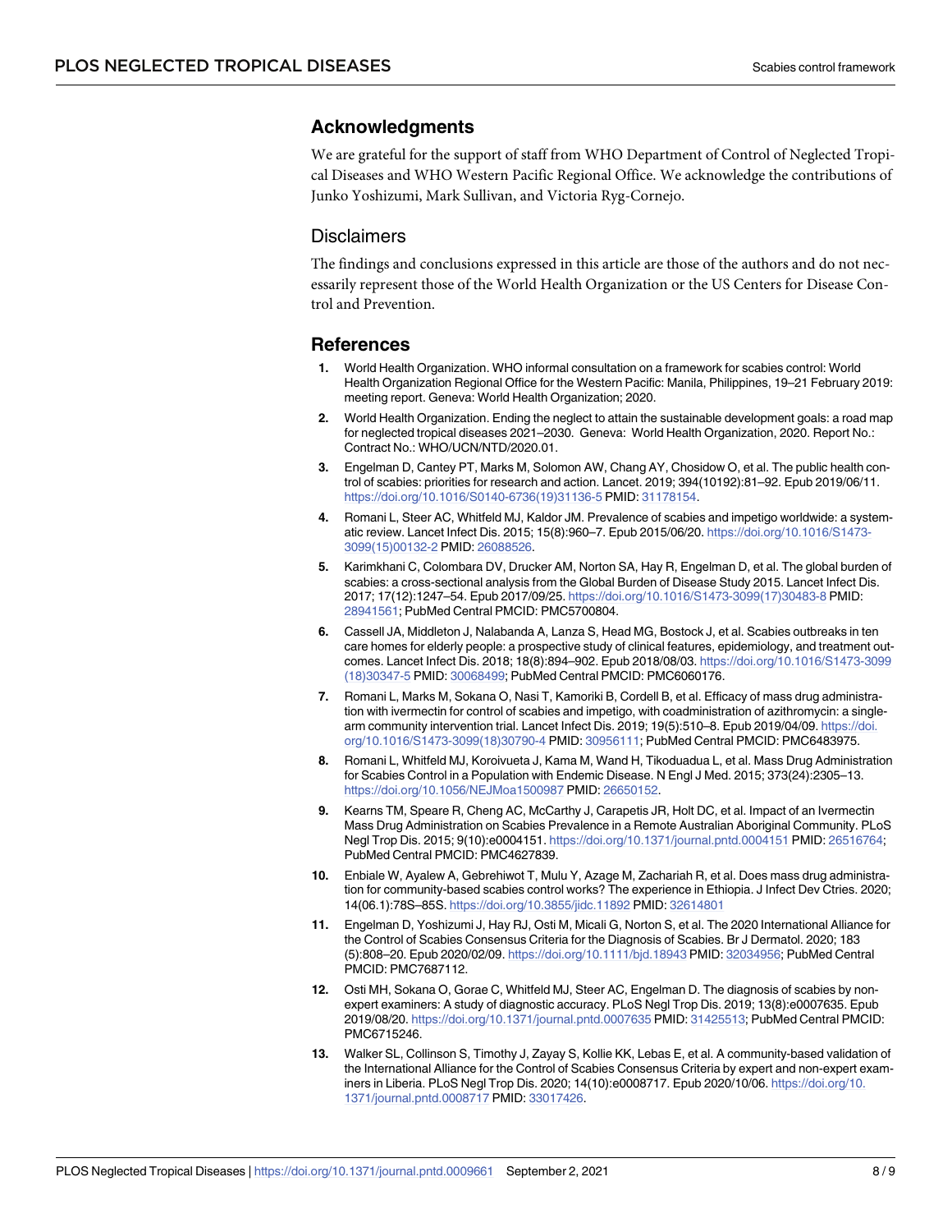## Acknowledgments

We are grateful for the support of staff from WHO Department of Control of Neglected Tropical Diseases and WHO Western Pacific Regional Office. We acknowledge the contributions of Junko Yoshizumi, Mark Sullivan, and Victoria Ryg-Cornejo.

### Disclaimers

The findings and conclusions expressed in this article are those of the authors and do not necessarily represent those of the World Health Organization or the US Centers for Disease Control and Prevention.

## References

1. World Health Organization. WHO informal consultation on a framework for scabies control: World Health Organization Regional Office for the Western Pacific: Manila, Philippines, 19–21 February 2019: meeting report. Geneva: World Health Organization; 2020.
2. World Health Organization. Ending the neglect to attain the sustainable development goals: a road map for neglected tropical diseases 2021–2030. Geneva: World Health Organization, 2020. Report No.: Contract No.: WHO/UCN/NTD/2020.01.
3. Engelman D, Cantey PT, Marks M, Solomon AW, Chang AY, Chosidow O, et al. The public health control of scabies: priorities for research and action. Lancet. 2019; 394(10192):81–92. Epub 2019/06/11. https://doi.org/10.1016/S0140-6736(19)31136-5 PMID: 31178154.
4. Romani L, Steer AC, Whitfeld MJ, Kaldor JM. Prevalence of scabies and impetigo worldwide: a systematic review. Lancet Infect Dis. 2015; 15(8):960–7. Epub 2015/06/20. https://doi.org/10.1016/S1473-3099(15)00132-2 PMID: 26088526.
5. Karimkhani C, Colombara DV, Drucker AM, Norton SA, Hay R, Engelman D, et al. The global burden of scabies: a cross-sectional analysis from the Global Burden of Disease Study 2015. Lancet Infect Dis. 2017; 17(12):1247–54. Epub 2017/09/25. https://doi.org/10.1016/S1473-3099(17)30483-8 PMID: 28941561; PubMed Central PMCID: PMC5700804.
6. Cassell JA, Middleton J, Nalabanda A, Lanza S, Head MG, Bostock J, et al. Scabies outbreaks in ten care homes for elderly people: a prospective study of clinical features, epidemiology, and treatment outcomes. Lancet Infect Dis. 2018; 18(8):894–902. Epub 2018/08/03. https://doi.org/10.1016/S1473-3099(18)30347-5 PMID: 30068499; PubMed Central PMCID: PMC6060176.
7. Romani L, Marks M, Sokana O, Nasi T, Kamoriki B, Cordell B, et al. Efficacy of mass drug administration with ivermectin for control of scabies and impetigo, with coadministration of azithromycin: a single-arm community intervention trial. Lancet Infect Dis. 2019; 19(5):510–8. Epub 2019/04/09. https://doi.org/10.1016/S1473-3099(18)30790-4 PMID: 30956111; PubMed Central PMCID: PMC6483975.
8. Romani L, Whitfeld MJ, Koroivueta J, Kama M, Wand H, Tikoduadua L, et al. Mass Drug Administration for Scabies Control in a Population with Endemic Disease. N Engl J Med. 2015; 373(24):2305–13. https://doi.org/10.1056/NEJMoa1500987 PMID: 26650152.
9. Kearns TM, Speare R, Cheng AC, McCarthy J, Carapetis JR, Holt DC, et al. Impact of an Ivermectin Mass Drug Administration on Scabies Prevalence in a Remote Australian Aboriginal Community. PLoS Negl Trop Dis. 2015; 9(10):e0004151. https://doi.org/10.1371/journal.pntd.0004151 PMID: 26516764; PubMed Central PMCID: PMC4627839.
10. Enbiale W, Ayalew A, Gebrehiwot T, Mulu Y, Azage M, Zachariah R, et al. Does mass drug administration for community-based scabies control works? The experience in Ethiopia. J Infect Dev Ctries. 2020; 14(06.1):78S–85S. https://doi.org/10.3855/jidc.11892 PMID: 32614801
11. Engelman D, Yoshizumi J, Hay RJ, Osti M, Micali G, Norton S, et al. The 2020 International Alliance for the Control of Scabies Consensus Criteria for the Diagnosis of Scabies. Br J Dermatol. 2020; 183(5):808–20. Epub 2020/02/09. https://doi.org/10.1111/bjd.18943 PMID: 32034956; PubMed Central PMCID: PMC7687112.
12. Osti MH, Sokana O, Gorae C, Whitfeld MJ, Steer AC, Engelman D. The diagnosis of scabies by non-expert examiners: A study of diagnostic accuracy. PLoS Negl Trop Dis. 2019; 13(8):e0007635. Epub 2019/08/20. https://doi.org/10.1371/journal.pntd.0007635 PMID: 31425513; PubMed Central PMCID: PMC6715246.
13. Walker SL, Collinson S, Timothy J, Zayay S, Kollie KK, Lebas E, et al. A community-based validation of the International Alliance for the Control of Scabies Consensus Criteria by expert and non-expert examiners in Liberia. PLoS Negl Trop Dis. 2020; 14(10):e0008717. Epub 2020/10/06. https://doi.org/10.1371/journal.pntd.0008717 PMID: 33017426.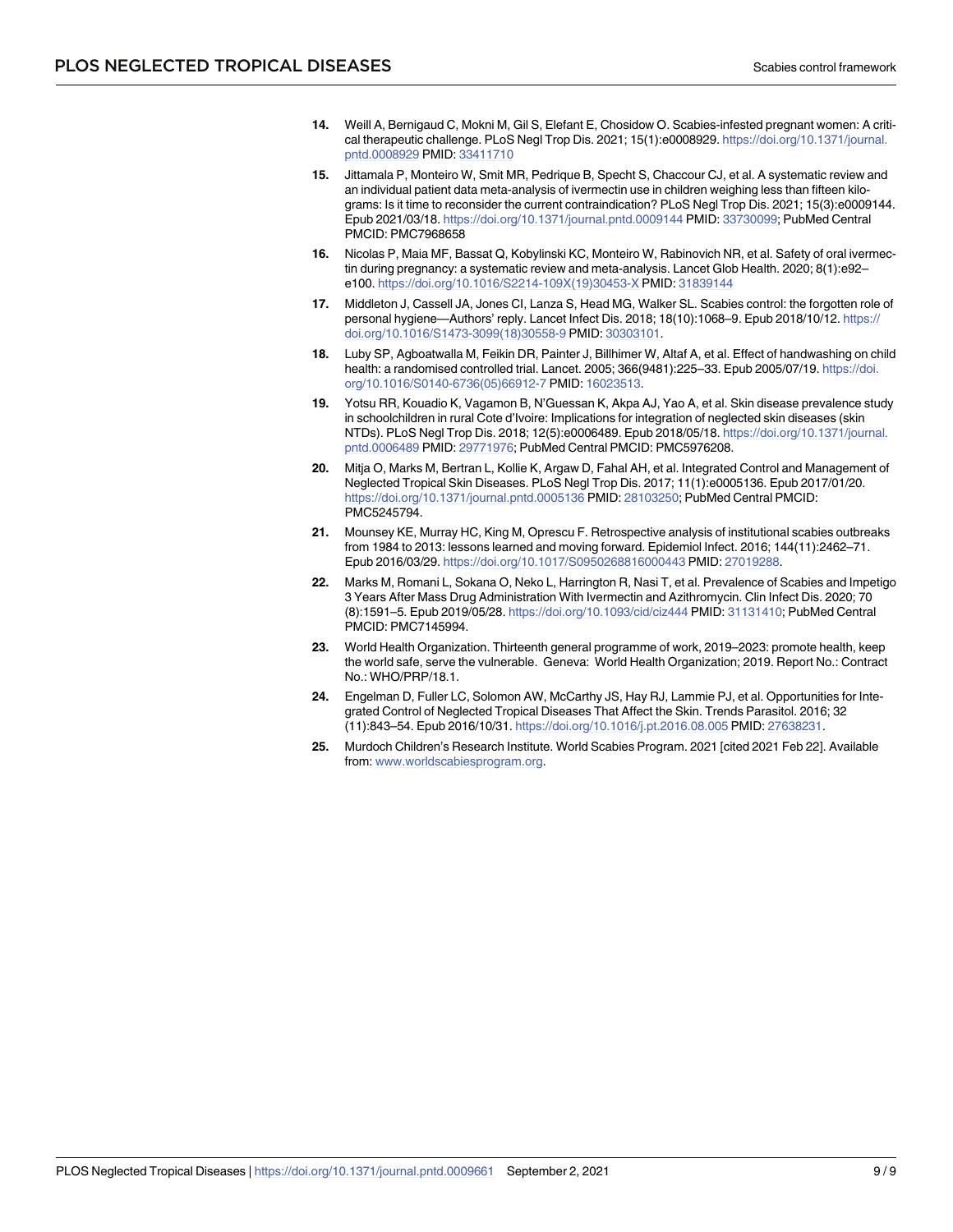14. Weill A, Bernigaud C, Mokni M, Gil S, Elefant E, Chosidow O. Scabies-infested pregnant women: A critical therapeutic challenge. PLoS Negl Trop Dis. 2021; 15(1):e0008929. https://doi.org/10.1371/journal.pntd.0008929 PMID: 33411710

15. Jittamala P, Monteiro W, Smit MR, Pedrique B, Specht S, Chaccour CJ, et al. A systematic review and an individual patient data meta-analysis of ivermectin use in children weighing less than fifteen kilograms: Is it time to reconsider the current contraindication? PLoS Negl Trop Dis. 2021; 15(3):e0009144. Epub 2021/03/18. https://doi.org/10.1371/journal.pntd.0009144 PMID: 33730099; PubMed Central PMCID: PMC7968658

16. Nicolas P, Maia MF, Bassat Q, Kobylinski KC, Monteiro W, Rabinovich NR, et al. Safety of oral ivermectin during pregnancy: a systematic review and meta-analysis. Lancet Glob Health. 2020; 8(1):e92–e100. https://doi.org/10.1016/S2214-109X(19)30453-X PMID: 31839144

17. Middleton J, Cassell JA, Jones CI, Lanza S, Head MG, Walker SL. Scabies control: the forgotten role of personal hygiene—Authors' reply. Lancet Infect Dis. 2018; 18(10):1068–9. Epub 2018/10/12. https://doi.org/10.1016/S1473-3099(18)30558-9 PMID: 30303101.

18. Luby SP, Agboatwalla M, Feikin DR, Painter J, Billhimer W, Altaf A, et al. Effect of handwashing on child health: a randomised controlled trial. Lancet. 2005; 366(9481):225–33. Epub 2005/07/19. https://doi.org/10.1016/S0140-6736(05)66912-7 PMID: 16023513.

19. Yotsu RR, Kouadio K, Vagamon B, N'Guessan K, Akpa AJ, Yao A, et al. Skin disease prevalence study in schoolchildren in rural Cote d'Ivoire: Implications for integration of neglected skin diseases (skin NTDs). PLoS Negl Trop Dis. 2018; 12(5):e0006489. Epub 2018/05/18. https://doi.org/10.1371/journal.pntd.0006489 PMID: 29771976; PubMed Central PMCID: PMC5976208.

20. Mitja O, Marks M, Bertran L, Kollie K, Argaw D, Fahal AH, et al. Integrated Control and Management of Neglected Tropical Skin Diseases. PLoS Negl Trop Dis. 2017; 11(1):e0005136. Epub 2017/01/20. https://doi.org/10.1371/journal.pntd.0005136 PMID: 28103250; PubMed Central PMCID: PMC5245794.

21. Mounsey KE, Murray HC, King M, Oprescu F. Retrospective analysis of institutional scabies outbreaks from 1984 to 2013: lessons learned and moving forward. Epidemiol Infect. 2016; 144(11):2462–71. Epub 2016/03/29. https://doi.org/10.1017/S0950268816000443 PMID: 27019288.

22. Marks M, Romani L, Sokana O, Neko L, Harrington R, Nasi T, et al. Prevalence of Scabies and Impetigo 3 Years After Mass Drug Administration With Ivermectin and Azithromycin. Clin Infect Dis. 2020; 70(8):1591–5. Epub 2019/05/28. https://doi.org/10.1093/cid/ciz444 PMID: 31131410; PubMed Central PMCID: PMC7145994.

23. World Health Organization. Thirteenth general programme of work, 2019–2023: promote health, keep the world safe, serve the vulnerable. Geneva: World Health Organization; 2019. Report No.: Contract No.: WHO/PRP/18.1.

24. Engelman D, Fuller LC, Solomon AW, McCarthy JS, Hay RJ, Lammie PJ, et al. Opportunities for Integrated Control of Neglected Tropical Diseases That Affect the Skin. Trends Parasitol. 2016; 32(11):843–54. Epub 2016/10/31. https://doi.org/10.1016/j.pt.2016.08.005 PMID: 27638231.

25. Murdoch Children's Research Institute. World Scabies Program. 2021 [cited 2021 Feb 22]. Available from: www.worldscabiesprogram.org.